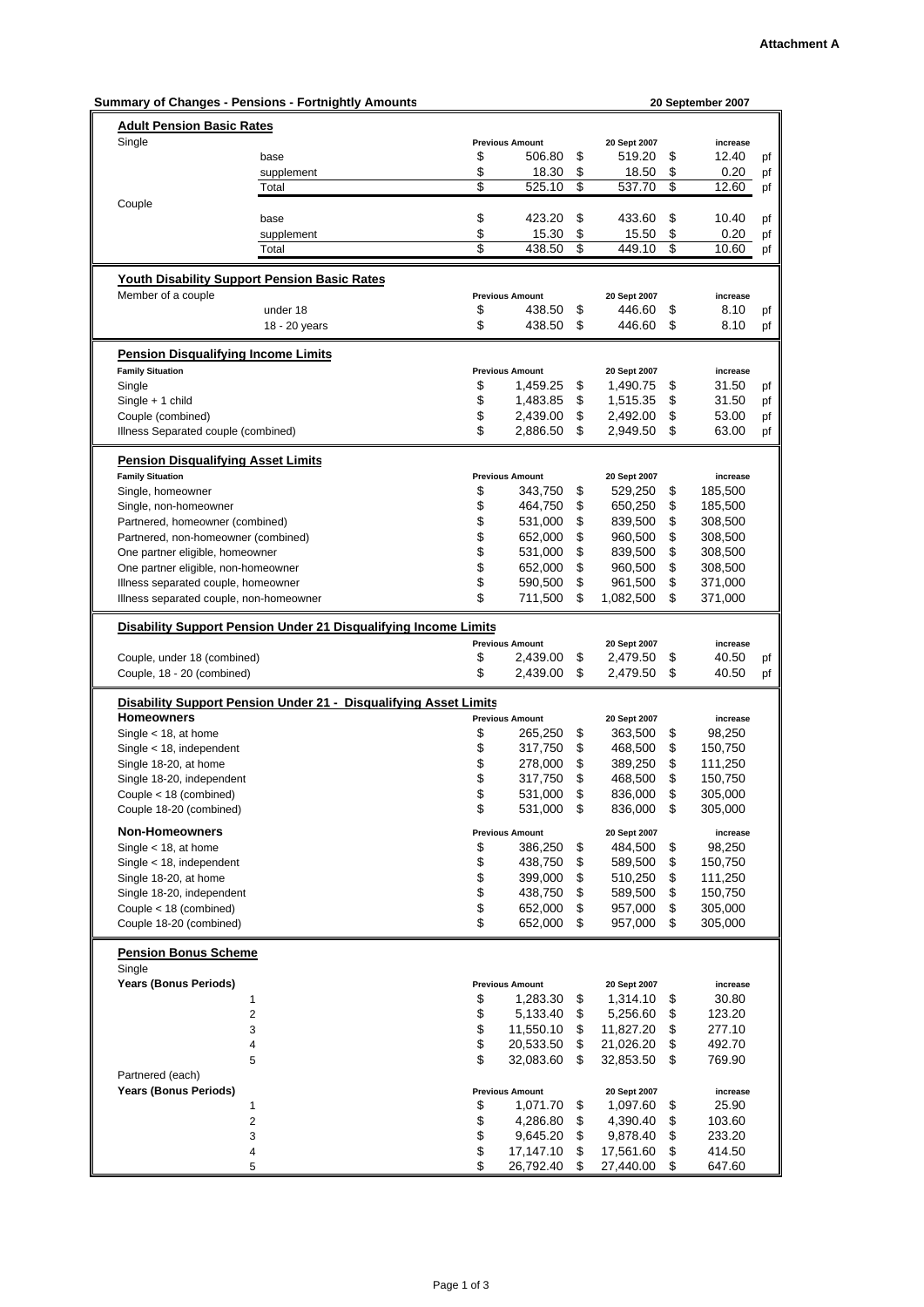**Attachment A**

**Summary of Changes - Pensions - Fortnightly Amounts** — 20 September 2007

### Adult Pension Basic Rates

| | | Previous Amount | 20 Sept 2007 | increase | |
|---|---|---|---|---|---|
| Single | | | | | |
| | base | $ 506.80 | $ 519.20 | $ 12.40 | pf |
| | supplement | $ 18.30 | $ 18.50 | $ 0.20 | pf |
| | Total | $ 525.10 | $ 537.70 | $ 12.60 | pf |
| Couple | | | | | |
| | base | $ 423.20 | $ 433.60 | $ 10.40 | pf |
| | supplement | $ 15.30 | $ 15.50 | $ 0.20 | pf |
| | Total | $ 438.50 | $ 449.10 | $ 10.60 | pf |

### Youth Disability Support Pension Basic Rates

| Member of a couple | | Previous Amount | 20 Sept 2007 | increase | |
|---|---|---|---|---|---|
| | under 18 | $ 438.50 | $ 446.60 | $ 8.10 | pf |
| | 18 - 20 years | $ 438.50 | $ 446.60 | $ 8.10 | pf |

### Pension Disqualifying Income Limits

| Family Situation | Previous Amount | 20 Sept 2007 | increase | |
|---|---|---|---|---|
| Single | $ 1,459.25 | $ 1,490.75 | $ 31.50 | pf |
| Single + 1 child | $ 1,483.85 | $ 1,515.35 | $ 31.50 | pf |
| Couple (combined) | $ 2,439.00 | $ 2,492.00 | $ 53.00 | pf |
| Illness Separated couple (combined) | $ 2,886.50 | $ 2,949.50 | $ 63.00 | pf |

### Pension Disqualifying Asset Limits

| Family Situation | Previous Amount | 20 Sept 2007 | increase |
|---|---|---|---|
| Single, homeowner | $ 343,750 | $ 529,250 | $ 185,500 |
| Single, non-homeowner | $ 464,750 | $ 650,250 | $ 185,500 |
| Partnered, homeowner (combined) | $ 531,000 | $ 839,500 | $ 308,500 |
| Partnered, non-homeowner (combined) | $ 652,000 | $ 960,500 | $ 308,500 |
| One partner eligible, homeowner | $ 531,000 | $ 839,500 | $ 308,500 |
| One partner eligible, non-homeowner | $ 652,000 | $ 960,500 | $ 308,500 |
| Illness separated couple, homeowner | $ 590,500 | $ 961,500 | $ 371,000 |
| Illness separated couple, non-homeowner | $ 711,500 | $ 1,082,500 | $ 371,000 |

### Disability Support Pension Under 21 Disqualifying Income Limits

| | Previous Amount | 20 Sept 2007 | increase | |
|---|---|---|---|---|
| Couple, under 18 (combined) | $ 2,439.00 | $ 2,479.50 | $ 40.50 | pf |
| Couple, 18 - 20 (combined) | $ 2,439.00 | $ 2,479.50 | $ 40.50 | pf |

### Disability Support Pension Under 21 - Disqualifying Asset Limits

| **Homeowners** | Previous Amount | 20 Sept 2007 | increase |
|---|---|---|---|
| Single < 18, at home | $ 265,250 | $ 363,500 | $ 98,250 |
| Single < 18, independent | $ 317,750 | $ 468,500 | $ 150,750 |
| Single 18-20, at home | $ 278,000 | $ 389,250 | $ 111,250 |
| Single 18-20, independent | $ 317,750 | $ 468,500 | $ 150,750 |
| Couple < 18 (combined) | $ 531,000 | $ 836,000 | $ 305,000 |
| Couple 18-20 (combined) | $ 531,000 | $ 836,000 | $ 305,000 |
| **Non-Homeowners** | **Previous Amount** | **20 Sept 2007** | **increase** |
| Single < 18, at home | $ 386,250 | $ 484,500 | $ 98,250 |
| Single < 18, independent | $ 438,750 | $ 589,500 | $ 150,750 |
| Single 18-20, at home | $ 399,000 | $ 510,250 | $ 111,250 |
| Single 18-20, independent | $ 438,750 | $ 589,500 | $ 150,750 |
| Couple < 18 (combined) | $ 652,000 | $ 957,000 | $ 305,000 |
| Couple 18-20 (combined) | $ 652,000 | $ 957,000 | $ 305,000 |

### Pension Bonus Scheme

Single

| Years (Bonus Periods) | Previous Amount | 20 Sept 2007 | increase |
|---|---|---|---|
| 1 | $ 1,283.30 | $ 1,314.10 | $ 30.80 |
| 2 | $ 5,133.40 | $ 5,256.60 | $ 123.20 |
| 3 | $ 11,550.10 | $ 11,827.20 | $ 277.10 |
| 4 | $ 20,533.50 | $ 21,026.20 | $ 492.70 |
| 5 | $ 32,083.60 | $ 32,853.50 | $ 769.90 |

Partnered (each)

| Years (Bonus Periods) | Previous Amount | 20 Sept 2007 | increase |
|---|---|---|---|
| 1 | $ 1,071.70 | $ 1,097.60 | $ 25.90 |
| 2 | $ 4,286.80 | $ 4,390.40 | $ 103.60 |
| 3 | $ 9,645.20 | $ 9,878.40 | $ 233.20 |
| 4 | $ 17,147.10 | $ 17,561.60 | $ 414.50 |
| 5 | $ 26,792.40 | $ 27,440.00 | $ 647.60 |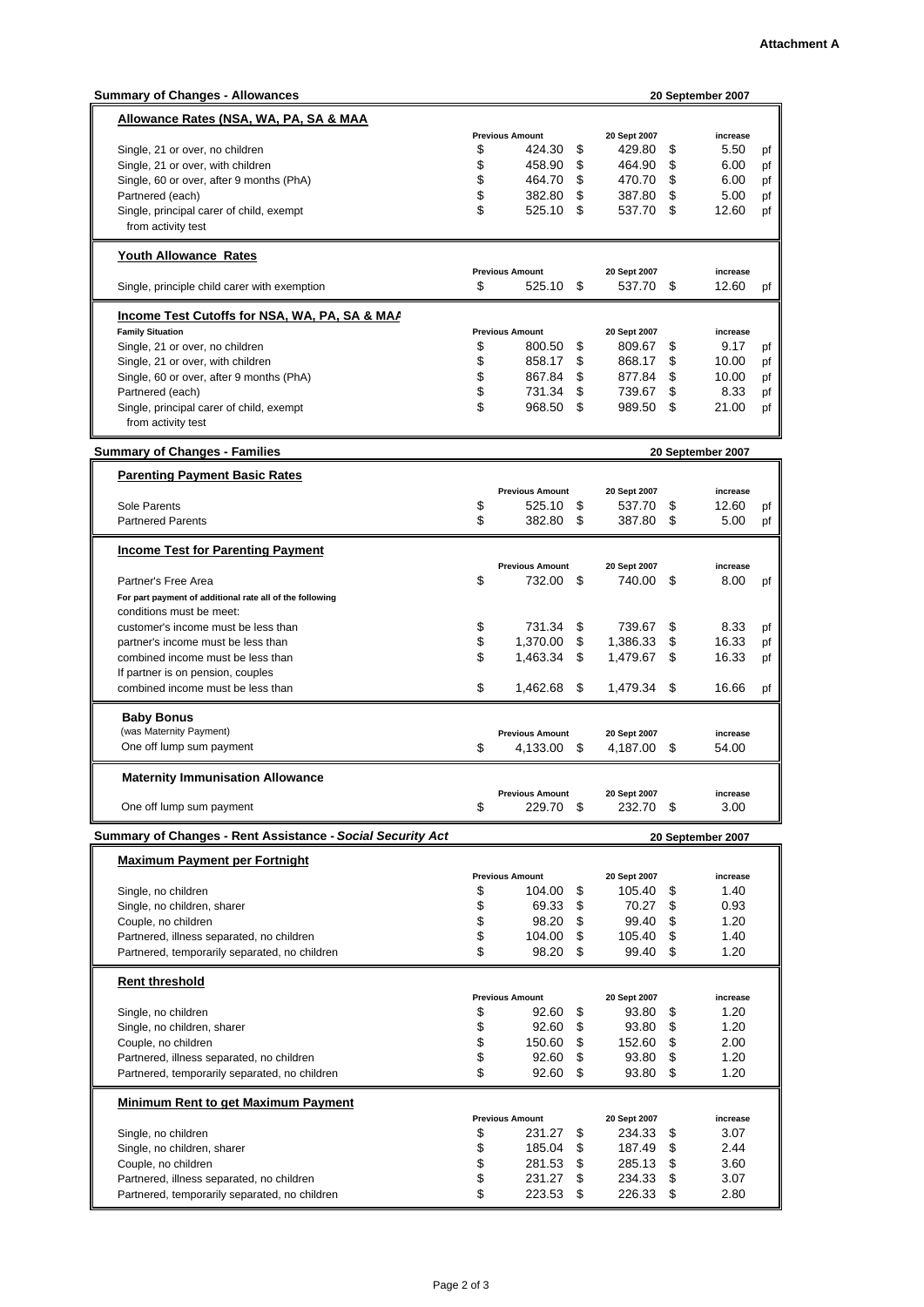**Attachment A**

## Summary of Changes - Allowances

20 September 2007

### Allowance Rates (NSA, WA, PA, SA & MAA

| | Previous Amount | 20 Sept 2007 | increase | |
|---|---|---|---|---|
| Single, 21 or over, no children | $ 424.30 | $ 429.80 | $ 5.50 | pf |
| Single, 21 or over, with children | $ 458.90 | $ 464.90 | $ 6.00 | pf |
| Single, 60 or over, after 9 months (PhA) | $ 464.70 | $ 470.70 | $ 6.00 | pf |
| Partnered (each) | $ 382.80 | $ 387.80 | $ 5.00 | pf |
| Single, principal carer of child, exempt from activity test | $ 525.10 | $ 537.70 | $ 12.60 | pf |

### Youth Allowance Rates

| | Previous Amount | 20 Sept 2007 | increase | |
|---|---|---|---|---|
| Single, principle child carer with exemption | $ 525.10 | $ 537.70 | $ 12.60 | pf |

### Income Test Cutoffs for NSA, WA, PA, SA & MAA

| Family Situation | Previous Amount | 20 Sept 2007 | increase | |
|---|---|---|---|---|
| Single, 21 or over, no children | $ 800.50 | $ 809.67 | $ 9.17 | pf |
| Single, 21 or over, with children | $ 858.17 | $ 868.17 | $ 10.00 | pf |
| Single, 60 or over, after 9 months (PhA) | $ 867.84 | $ 877.84 | $ 10.00 | pf |
| Partnered (each) | $ 731.34 | $ 739.67 | $ 8.33 | pf |
| Single, principal carer of child, exempt from activity test | $ 968.50 | $ 989.50 | $ 21.00 | pf |

## Summary of Changes - Families

20 September 2007

### Parenting Payment Basic Rates

| | Previous Amount | 20 Sept 2007 | increase | |
|---|---|---|---|---|
| Sole Parents | $ 525.10 | $ 537.70 | $ 12.60 | pf |
| Partnered Parents | $ 382.80 | $ 387.80 | $ 5.00 | pf |

### Income Test for Parenting Payment

| | Previous Amount | 20 Sept 2007 | increase | |
|---|---|---|---|---|
| Partner's Free Area | $ 732.00 | $ 740.00 | $ 8.00 | pf |
| For part payment of additional rate all of the following conditions must be meet: | | | | |
| customer's income must be less than | $ 731.34 | $ 739.67 | $ 8.33 | pf |
| partner's income must be less than | $ 1,370.00 | $ 1,386.33 | $ 16.33 | pf |
| combined income must be less than | $ 1,463.34 | $ 1,479.67 | $ 16.33 | pf |
| If partner is on pension, couples combined income must be less than | $ 1,462.68 | $ 1,479.34 | $ 16.66 | pf |

### Baby Bonus

(was Maternity Payment)

| | Previous Amount | 20 Sept 2007 | increase |
|---|---|---|---|
| One off lump sum payment | $ 4,133.00 | $ 4,187.00 | $ 54.00 |

### Maternity Immunisation Allowance

| | Previous Amount | 20 Sept 2007 | increase |
|---|---|---|---|
| One off lump sum payment | $ 229.70 | $ 232.70 | $ 3.00 |

## Summary of Changes - Rent Assistance - *Social Security Act*

20 September 2007

### Maximum Payment per Fortnight

| | Previous Amount | 20 Sept 2007 | increase |
|---|---|---|---|
| Single, no children | $ 104.00 | $ 105.40 | $ 1.40 |
| Single, no children, sharer | $ 69.33 | $ 70.27 | $ 0.93 |
| Couple, no children | $ 98.20 | $ 99.40 | $ 1.20 |
| Partnered, illness separated, no children | $ 104.00 | $ 105.40 | $ 1.40 |
| Partnered, temporarily separated, no children | $ 98.20 | $ 99.40 | $ 1.20 |

### Rent threshold

| | Previous Amount | 20 Sept 2007 | increase |
|---|---|---|---|
| Single, no children | $ 92.60 | $ 93.80 | $ 1.20 |
| Single, no children, sharer | $ 92.60 | $ 93.80 | $ 1.20 |
| Couple, no children | $ 150.60 | $ 152.60 | $ 2.00 |
| Partnered, illness separated, no children | $ 92.60 | $ 93.80 | $ 1.20 |
| Partnered, temporarily separated, no children | $ 92.60 | $ 93.80 | $ 1.20 |

### Minimum Rent to get Maximum Payment

| | Previous Amount | 20 Sept 2007 | increase |
|---|---|---|---|
| Single, no children | $ 231.27 | $ 234.33 | $ 3.07 |
| Single, no children, sharer | $ 185.04 | $ 187.49 | $ 2.44 |
| Couple, no children | $ 281.53 | $ 285.13 | $ 3.60 |
| Partnered, illness separated, no children | $ 231.27 | $ 234.33 | $ 3.07 |
| Partnered, temporarily separated, no children | $ 223.53 | $ 226.33 | $ 2.80 |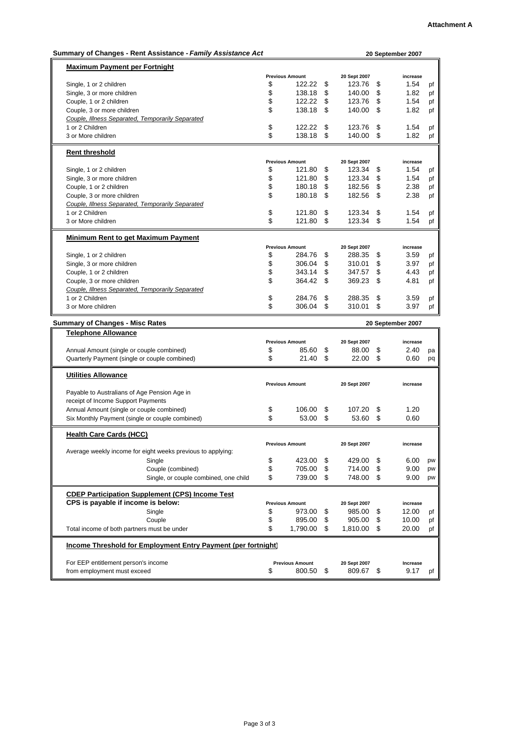**Attachment A**

## Summary of Changes - Rent Assistance - *Family Assistance Act*

20 September 2007

### Maximum Payment per Fortnight

| | Previous Amount | 20 Sept 2007 | increase | |
|---|---|---|---|---|
| Single, 1 or 2 children | $ 122.22 | $ 123.76 | $ 1.54 | pf |
| Single, 3 or more children | $ 138.18 | $ 140.00 | $ 1.82 | pf |
| Couple, 1 or 2 children | $ 122.22 | $ 123.76 | $ 1.54 | pf |
| Couple, 3 or more children | $ 138.18 | $ 140.00 | $ 1.82 | pf |
| *Couple, Illness Separated, Temporarily Separated* | | | | |
| 1 or 2 Children | $ 122.22 | $ 123.76 | $ 1.54 | pf |
| 3 or More children | $ 138.18 | $ 140.00 | $ 1.82 | pf |

### Rent threshold

| | Previous Amount | 20 Sept 2007 | increase | |
|---|---|---|---|---|
| Single, 1 or 2 children | $ 121.80 | $ 123.34 | $ 1.54 | pf |
| Single, 3 or more children | $ 121.80 | $ 123.34 | $ 1.54 | pf |
| Couple, 1 or 2 children | $ 180.18 | $ 182.56 | $ 2.38 | pf |
| Couple, 3 or more children | $ 180.18 | $ 182.56 | $ 2.38 | pf |
| *Couple, Illness Separated, Temporarily Separated* | | | | |
| 1 or 2 Children | $ 121.80 | $ 123.34 | $ 1.54 | pf |
| 3 or More children | $ 121.80 | $ 123.34 | $ 1.54 | pf |

### Minimum Rent to get Maximum Payment

| | Previous Amount | 20 Sept 2007 | increase | |
|---|---|---|---|---|
| Single, 1 or 2 children | $ 284.76 | $ 288.35 | $ 3.59 | pf |
| Single, 3 or more children | $ 306.04 | $ 310.01 | $ 3.97 | pf |
| Couple, 1 or 2 children | $ 343.14 | $ 347.57 | $ 4.43 | pf |
| Couple, 3 or more children | $ 364.42 | $ 369.23 | $ 4.81 | pf |
| *Couple, Illness Separated, Temporarily Separated* | | | | |
| 1 or 2 Children | $ 284.76 | $ 288.35 | $ 3.59 | pf |
| 3 or More children | $ 306.04 | $ 310.01 | $ 3.97 | pf |

## Summary of Changes - Misc Rates

20 September 2007

### Telephone Allowance

| | Previous Amount | 20 Sept 2007 | increase | |
|---|---|---|---|---|
| Annual Amount (single or couple combined) | $ 85.60 | $ 88.00 | $ 2.40 | pa |
| Quarterly Payment (single or couple combined) | $ 21.40 | $ 22.00 | $ 0.60 | pq |

### Utilities Allowance

| | Previous Amount | 20 Sept 2007 | increase |
|---|---|---|---|
| Payable to Australians of Age Pension Age in receipt of Income Support Payments | | | |
| Annual Amount (single or couple combined) | $ 106.00 | $ 107.20 | $ 1.20 |
| Six Monthly Payment (single or couple combined) | $ 53.00 | $ 53.60 | $ 0.60 |

### Health Care Cards (HCC)

| | Previous Amount | 20 Sept 2007 | increase | |
|---|---|---|---|---|
| Average weekly income for eight weeks previous to applying: | | | | |
| Single | $ 423.00 | $ 429.00 | $ 6.00 | pw |
| Couple (combined) | $ 705.00 | $ 714.00 | $ 9.00 | pw |
| Single, or couple combined, one child | $ 739.00 | $ 748.00 | $ 9.00 | pw |

### CDEP Participation Supplement (CPS) Income Test

| CPS is payable if income is below: | Previous Amount | 20 Sept 2007 | increase | |
|---|---|---|---|---|
| Single | $ 973.00 | $ 985.00 | $ 12.00 | pf |
| Couple | $ 895.00 | $ 905.00 | $ 10.00 | pf |
| Total income of both partners must be under | $ 1,790.00 | $ 1,810.00 | $ 20.00 | pf |

### Income Threshold for Employment Entry Payment (per fortnight)

| | Previous Amount | 20 Sept 2007 | Increase | |
|---|---|---|---|---|
| For EEP entitlement person's income from employment must exceed | $ 800.50 | $ 809.67 | $ 9.17 | pf |